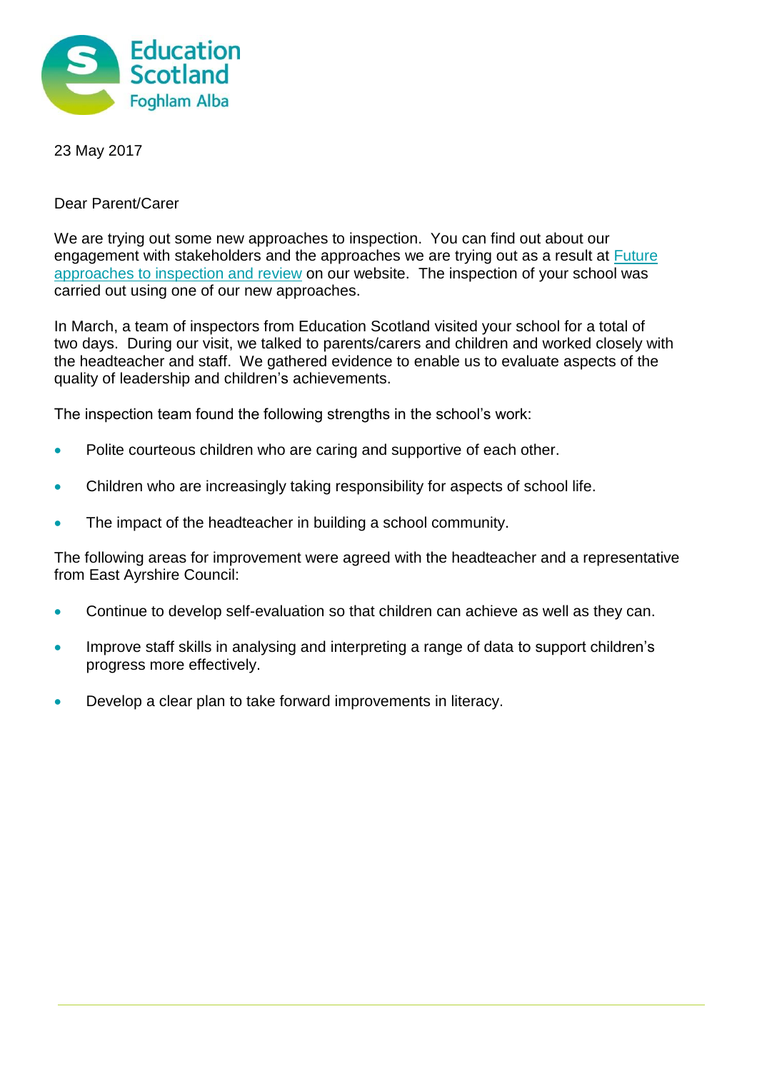Education Scotland
Foghlam Alba

23 May 2017

Dear Parent/Carer

We are trying out some new approaches to inspection. You can find out about our engagement with stakeholders and the approaches we are trying out as a result at Future approaches to inspection and review on our website. The inspection of your school was carried out using one of our new approaches.

In March, a team of inspectors from Education Scotland visited your school for a total of two days. During our visit, we talked to parents/carers and children and worked closely with the headteacher and staff. We gathered evidence to enable us to evaluate aspects of the quality of leadership and children's achievements.

The inspection team found the following strengths in the school's work:

- Polite courteous children who are caring and supportive of each other.
- Children who are increasingly taking responsibility for aspects of school life.
- The impact of the headteacher in building a school community.

The following areas for improvement were agreed with the headteacher and a representative from East Ayrshire Council:

- Continue to develop self-evaluation so that children can achieve as well as they can.
- Improve staff skills in analysing and interpreting a range of data to support children's progress more effectively.
- Develop a clear plan to take forward improvements in literacy.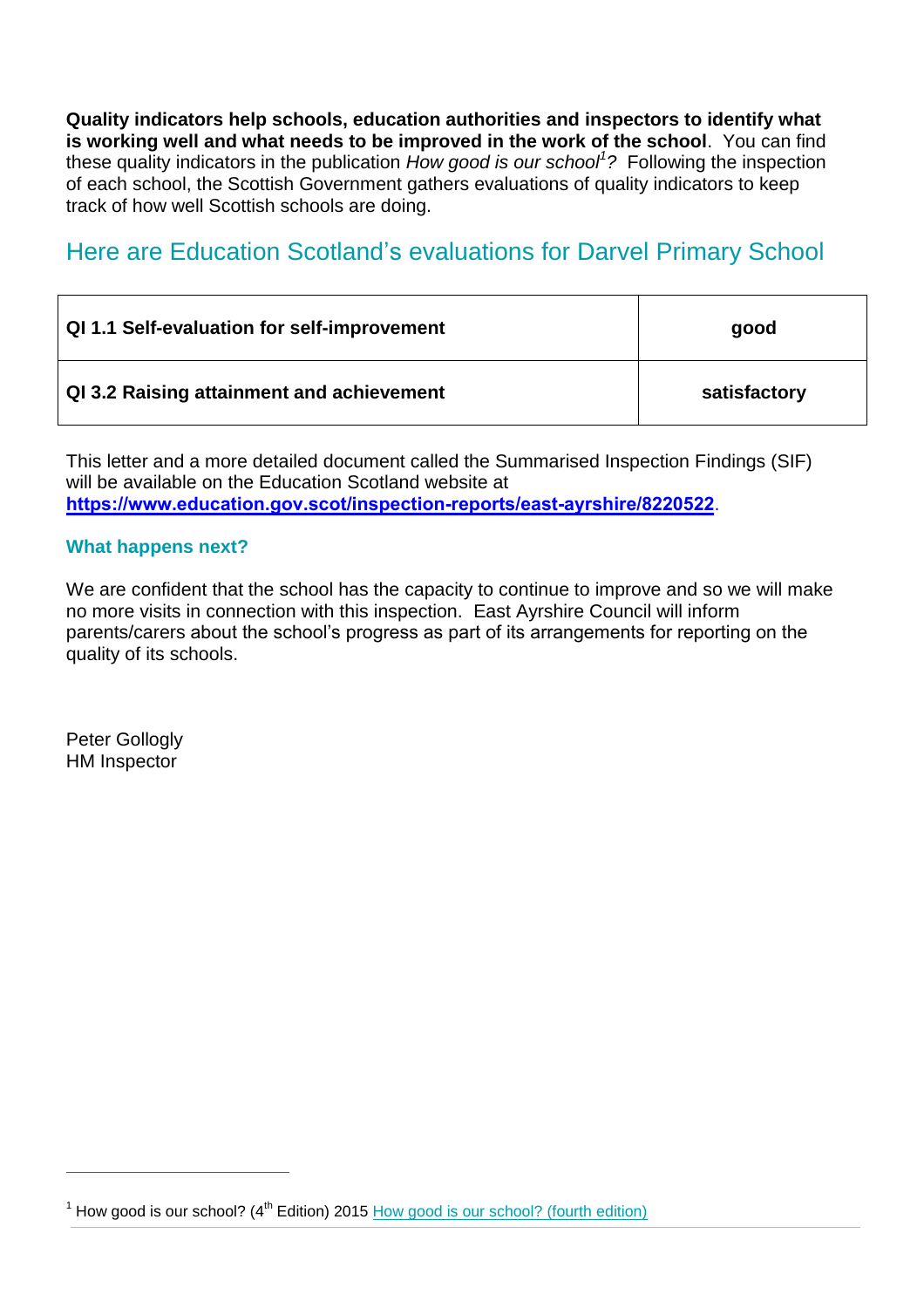**Quality indicators help schools, education authorities and inspectors to identify what is working well and what needs to be improved in the work of the school**. You can find these quality indicators in the publication *How good is our school*[1]*?* Following the inspection of each school, the Scottish Government gathers evaluations of quality indicators to keep track of how well Scottish schools are doing.

## Here are Education Scotland's evaluations for Darvel Primary School

| QI | Evaluation |
|---|---|
| **QI 1.1 Self-evaluation for self-improvement** | **good** |
| **QI 3.2 Raising attainment and achievement** | **satisfactory** |

This letter and a more detailed document called the Summarised Inspection Findings (SIF) will be available on the Education Scotland website at **https://www.education.gov.scot/inspection-reports/east-ayrshire/8220522**.

### What happens next?

We are confident that the school has the capacity to continue to improve and so we will make no more visits in connection with this inspection. East Ayrshire Council will inform parents/carers about the school's progress as part of its arrangements for reporting on the quality of its schools.

Peter Gollogly  
HM Inspector

---

[1] How good is our school? (4th Edition) 2015 How good is our school? (fourth edition)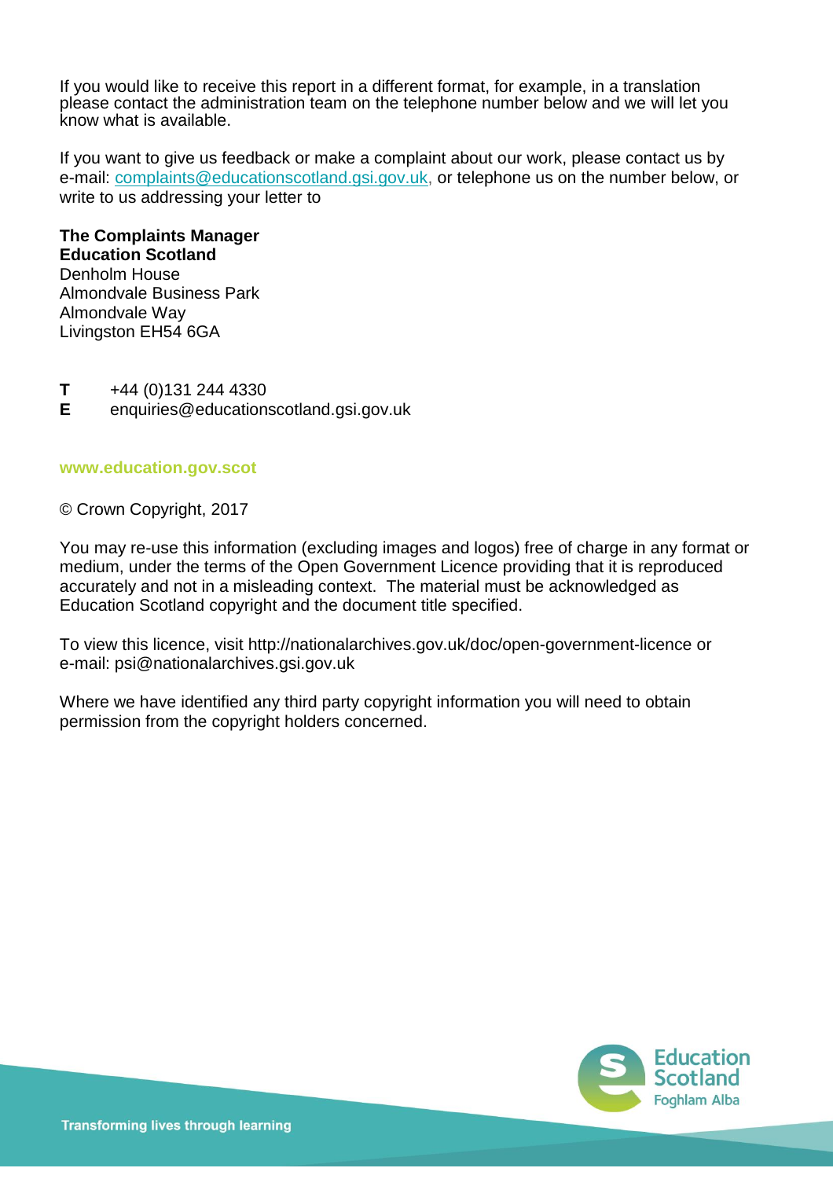If you would like to receive this report in a different format, for example, in a translation please contact the administration team on the telephone number below and we will let you know what is available.

If you want to give us feedback or make a complaint about our work, please contact us by e-mail: complaints@educationscotland.gsi.gov.uk, or telephone us on the number below, or write to us addressing your letter to

**The Complaints Manager**
**Education Scotland**
Denholm House
Almondvale Business Park
Almondvale Way
Livingston EH54 6GA

**T** +44 (0)131 244 4330
**E** enquiries@educationscotland.gsi.gov.uk

**www.education.gov.scot**

© Crown Copyright, 2017

You may re-use this information (excluding images and logos) free of charge in any format or medium, under the terms of the Open Government Licence providing that it is reproduced accurately and not in a misleading context. The material must be acknowledged as Education Scotland copyright and the document title specified.

To view this licence, visit http://nationalarchives.gov.uk/doc/open-government-licence or e-mail: psi@nationalarchives.gsi.gov.uk

Where we have identified any third party copyright information you will need to obtain permission from the copyright holders concerned.

Transforming lives through learning

Education Scotland
Foghlam Alba